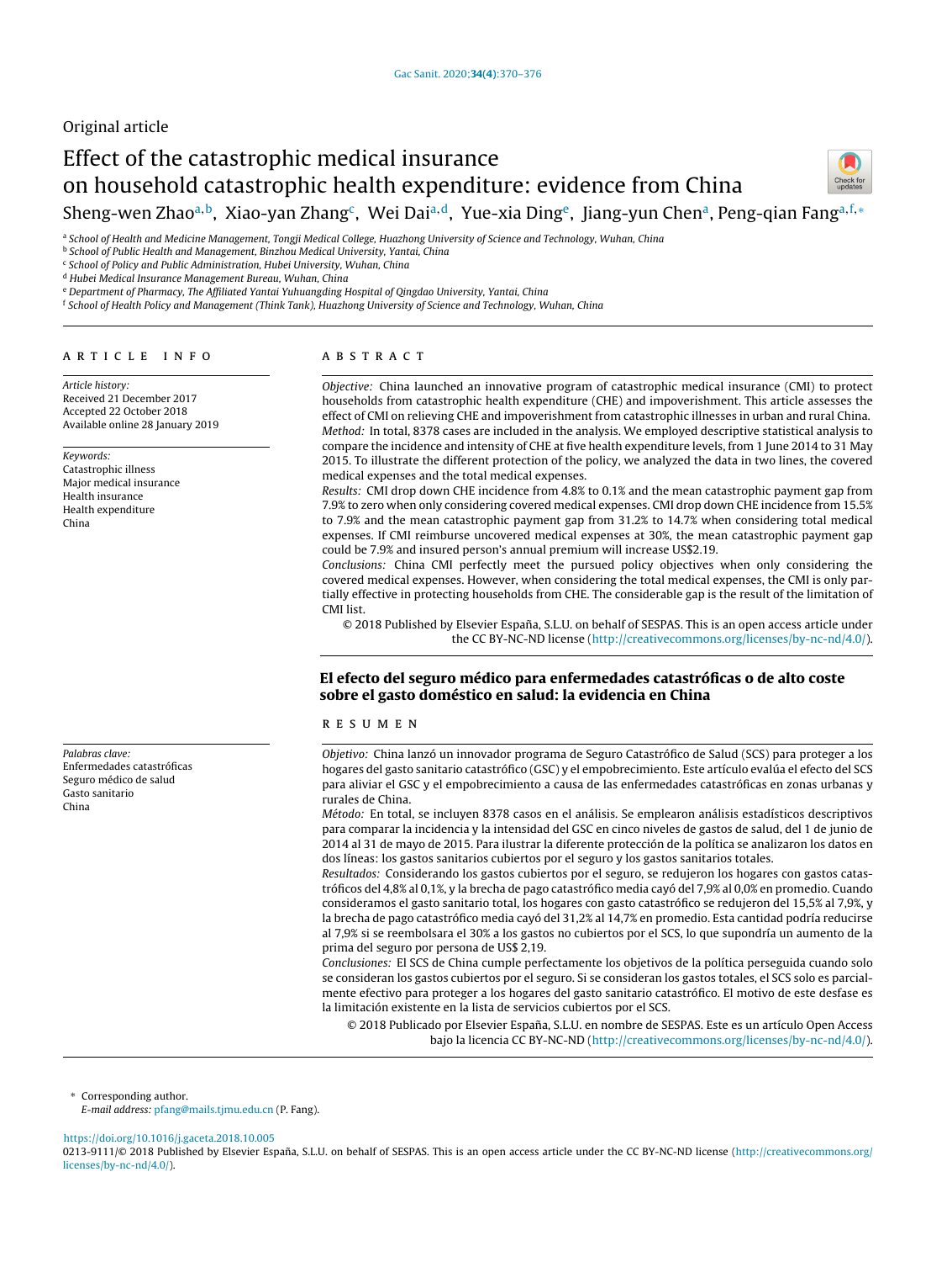Original article

# Effect of the catastrophic medical insurance on household catastrophic health expenditure: evidence from China

Sheng-wen Zhao[a,b], Xiao-yan Zhang[c], Wei Dai[a,d], Yue-xia Ding[e], Jiang-yun Chen[a], Peng-qian Fang[a,f,*]

[a] School of Health and Medicine Management, Tongji Medical College, Huazhong University of Science and Technology, Wuhan, China
[b] School of Public Health and Management, Binzhou Medical University, Yantai, China
[c] School of Policy and Public Administration, Hubei University, Wuhan, China
[d] Hubei Medical Insurance Management Bureau, Wuhan, China
[e] Department of Pharmacy, The Affiliated Yantai Yuhuangding Hospital of Qingdao University, Yantai, China
[f] School of Health Policy and Management (Think Tank), Huazhong University of Science and Technology, Wuhan, China

## ARTICLE INFO

*Article history:*
Received 21 December 2017
Accepted 22 October 2018
Available online 28 January 2019

*Keywords:*
Catastrophic illness
Major medical insurance
Health insurance
Health expenditure
China

## ABSTRACT

*Objective:* China launched an innovative program of catastrophic medical insurance (CMI) to protect households from catastrophic health expenditure (CHE) and impoverishment. This article assesses the effect of CMI on relieving CHE and impoverishment from catastrophic illnesses in urban and rural China.

*Method:* In total, 8378 cases are included in the analysis. We employed descriptive statistical analysis to compare the incidence and intensity of CHE at five health expenditure levels, from 1 June 2014 to 31 May 2015. To illustrate the different protection of the policy, we analyzed the data in two lines, the covered medical expenses and the total medical expenses.

*Results:* CMI drop down CHE incidence from 4.8% to 0.1% and the mean catastrophic payment gap from 7.9% to zero when only considering covered medical expenses. CMI drop down CHE incidence from 15.5% to 7.9% and the mean catastrophic payment gap from 31.2% to 14.7% when considering total medical expenses. If CMI reimburse uncovered medical expenses at 30%, the mean catastrophic payment gap could be 7.9% and insured person's annual premium will increase US$2.19.

*Conclusions:* China CMI perfectly meet the pursued policy objectives when only considering the covered medical expenses. However, when considering the total medical expenses, the CMI is only partially effective in protecting households from CHE. The considerable gap is the result of the limitation of CMI list.

© 2018 Published by Elsevier España, S.L.U. on behalf of SESPAS. This is an open access article under the CC BY-NC-ND license (http://creativecommons.org/licenses/by-nc-nd/4.0/).

## El efecto del seguro médico para enfermedades catastróficas o de alto coste sobre el gasto doméstico en salud: la evidencia en China

*Palabras clave:*
Enfermedades catastróficas
Seguro médico de salud
Gasto sanitario
China

## RESUMEN

*Objetivo:* China lanzó un innovador programa de Seguro Catastrófico de Salud (SCS) para proteger a los hogares del gasto sanitario catastrófico (GSC) y el empobrecimiento. Este artículo evalúa el efecto del SCS para aliviar el GSC y el empobrecimiento a causa de las enfermedades catastróficas en zonas urbanas y rurales de China.

*Método:* En total, se incluyen 8378 casos en el análisis. Se emplearon análisis estadísticos descriptivos para comparar la incidencia y la intensidad del GSC en cinco niveles de gastos de salud, del 1 de junio de 2014 al 31 de mayo de 2015. Para ilustrar la diferente protección de la política se analizaron los datos en dos líneas: los gastos sanitarios cubiertos por el seguro y los gastos sanitarios totales.

*Resultados:* Considerando los gastos cubiertos por el seguro, se redujeron los hogares con gastos catastróficos del 4,8% al 0,1%, y la brecha de pago catastrófico media cayó del 7,9% al 0,0% en promedio. Cuando consideramos el gasto sanitario total, los hogares con gasto catastrófico se redujeron del 15,5% al 7,9%, y la brecha de pago catastrófico media cayó del 31,2% al 14,7% en promedio. Esta cantidad podría reducirse al 7,9% si se reembolsara el 30% a los gastos no cubiertos por el SCS, lo que supondría un aumento de la prima del seguro por persona de US$ 2,19.

*Conclusiones:* El SCS de China cumple perfectamente los objetivos de la política perseguida cuando solo se consideran los gastos cubiertos por el seguro. Si se consideran los gastos totales, el SCS solo es parcialmente efectivo para proteger a los hogares del gasto sanitario catastrófico. El motivo de este desfase es la limitación existente en la lista de servicios cubiertos por el SCS.

© 2018 Publicado por Elsevier España, S.L.U. en nombre de SESPAS. Este es un artículo Open Access bajo la licencia CC BY-NC-ND (http://creativecommons.org/licenses/by-nc-nd/4.0/).

\* Corresponding author.
*E-mail address:* pfang@mails.tjmu.edu.cn (P. Fang).

https://doi.org/10.1016/j.gaceta.2018.10.005
0213-9111/© 2018 Published by Elsevier España, S.L.U. on behalf of SESPAS. This is an open access article under the CC BY-NC-ND license (http://creativecommons.org/licenses/by-nc-nd/4.0/).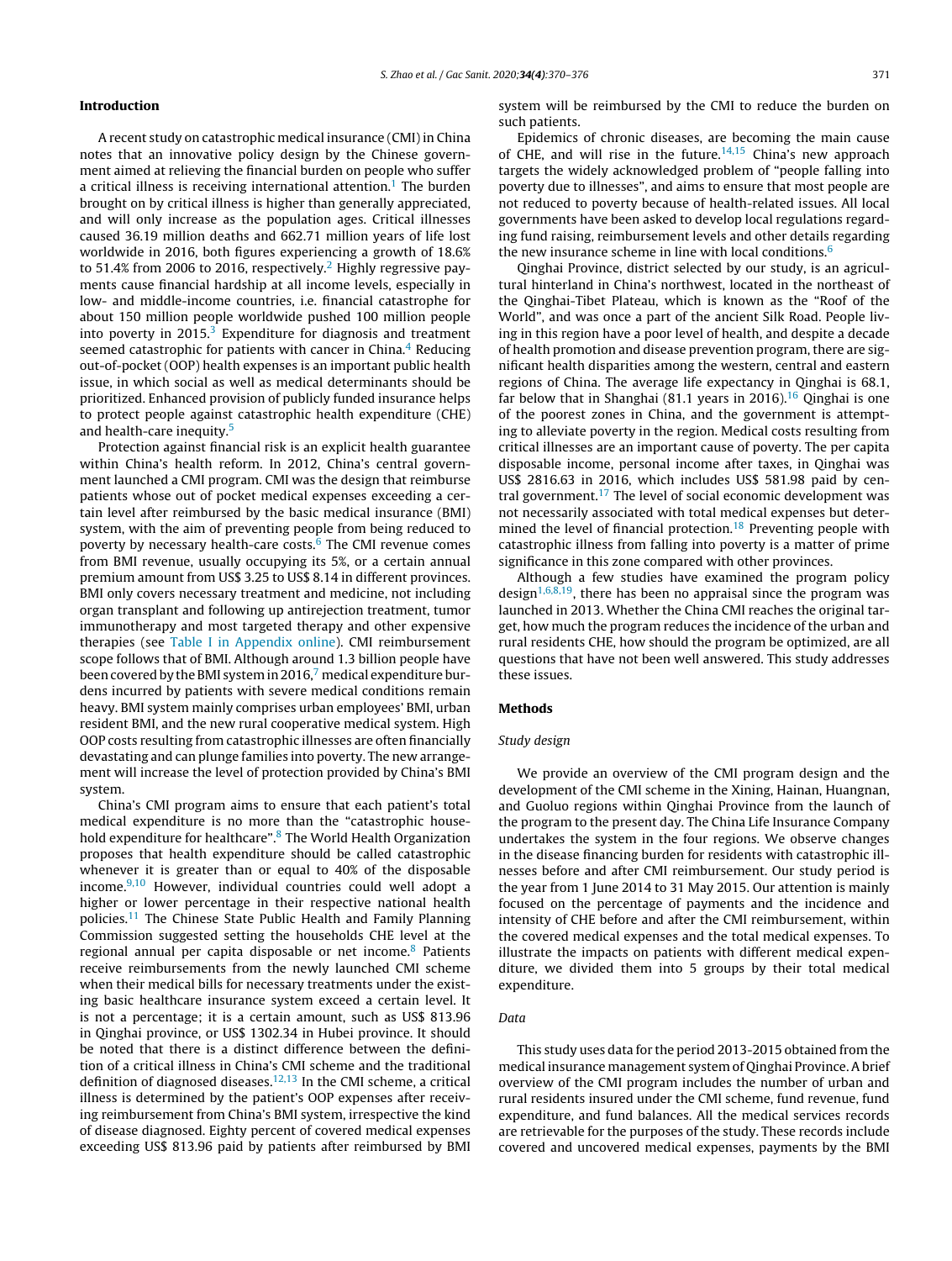## Introduction

A recent study on catastrophic medical insurance (CMI) in China notes that an innovative policy design by the Chinese government aimed at relieving the financial burden on people who suffer a critical illness is receiving international attention.[1] The burden brought on by critical illness is higher than generally appreciated, and will only increase as the population ages. Critical illnesses caused 36.19 million deaths and 662.71 million years of life lost worldwide in 2016, both figures experiencing a growth of 18.6% to 51.4% from 2006 to 2016, respectively.[2] Highly regressive payments cause financial hardship at all income levels, especially in low- and middle-income countries, i.e. financial catastrophe for about 150 million people worldwide pushed 100 million people into poverty in 2015.[3] Expenditure for diagnosis and treatment seemed catastrophic for patients with cancer in China.[4] Reducing out-of-pocket (OOP) health expenses is an important public health issue, in which social as well as medical determinants should be prioritized. Enhanced provision of publicly funded insurance helps to protect people against catastrophic health expenditure (CHE) and health-care inequity.[5]

Protection against financial risk is an explicit health guarantee within China's health reform. In 2012, China's central government launched a CMI program. CMI was the design that reimburse patients whose out of pocket medical expenses exceeding a certain level after reimbursed by the basic medical insurance (BMI) system, with the aim of preventing people from being reduced to poverty by necessary health-care costs.[6] The CMI revenue comes from BMI revenue, usually occupying its 5%, or a certain annual premium amount from US$ 3.25 to US$ 8.14 in different provinces. BMI only covers necessary treatment and medicine, not including organ transplant and following up antirejection treatment, tumor immunotherapy and most targeted therapy and other expensive therapies (see Table I in Appendix online). CMI reimbursement scope follows that of BMI. Although around 1.3 billion people have been covered by the BMI system in 2016,[7] medical expenditure burdens incurred by patients with severe medical conditions remain heavy. BMI system mainly comprises urban employees' BMI, urban resident BMI, and the new rural cooperative medical system. High OOP costs resulting from catastrophic illnesses are often financially devastating and can plunge families into poverty. The new arrangement will increase the level of protection provided by China's BMI system.

China's CMI program aims to ensure that each patient's total medical expenditure is no more than the "catastrophic household expenditure for healthcare".[8] The World Health Organization proposes that health expenditure should be called catastrophic whenever it is greater than or equal to 40% of the disposable income.[9,10] However, individual countries could well adopt a higher or lower percentage in their respective national health policies.[11] The Chinese State Public Health and Family Planning Commission suggested setting the households CHE level at the regional annual per capita disposable or net income.[8] Patients receive reimbursements from the newly launched CMI scheme when their medical bills for necessary treatments under the existing basic healthcare insurance system exceed a certain level. It is not a percentage; it is a certain amount, such as US$ 813.96 in Qinghai province, or US$ 1302.34 in Hubei province. It should be noted that there is a distinct difference between the definition of a critical illness in China's CMI scheme and the traditional definition of diagnosed diseases.[12,13] In the CMI scheme, a critical illness is determined by the patient's OOP expenses after receiving reimbursement from China's BMI system, irrespective the kind of disease diagnosed. Eighty percent of covered medical expenses exceeding US$ 813.96 paid by patients after reimbursed by BMI system will be reimbursed by the CMI to reduce the burden on such patients.

Epidemics of chronic diseases, are becoming the main cause of CHE, and will rise in the future.[14,15] China's new approach targets the widely acknowledged problem of "people falling into poverty due to illnesses", and aims to ensure that most people are not reduced to poverty because of health-related issues. All local governments have been asked to develop local regulations regarding fund raising, reimbursement levels and other details regarding the new insurance scheme in line with local conditions.[6]

Qinghai Province, district selected by our study, is an agricultural hinterland in China's northwest, located in the northeast of the Qinghai-Tibet Plateau, which is known as the "Roof of the World", and was once a part of the ancient Silk Road. People living in this region have a poor level of health, and despite a decade of health promotion and disease prevention program, there are significant health disparities among the western, central and eastern regions of China. The average life expectancy in Qinghai is 68.1, far below that in Shanghai (81.1 years in 2016).[16] Qinghai is one of the poorest zones in China, and the government is attempting to alleviate poverty in the region. Medical costs resulting from critical illnesses are an important cause of poverty. The per capita disposable income, personal income after taxes, in Qinghai was US$ 2816.63 in 2016, which includes US$ 581.98 paid by central government.[17] The level of social economic development was not necessarily associated with total medical expenses but determined the level of financial protection.[18] Preventing people with catastrophic illness from falling into poverty is a matter of prime significance in this zone compared with other provinces.

Although a few studies have examined the program policy design[1,6,8,19], there has been no appraisal since the program was launched in 2013. Whether the China CMI reaches the original target, how much the program reduces the incidence of the urban and rural residents CHE, how should the program be optimized, are all questions that have not been well answered. This study addresses these issues.

## Methods

### *Study design*

We provide an overview of the CMI program design and the development of the CMI scheme in the Xining, Hainan, Huangnan, and Guoluo regions within Qinghai Province from the launch of the program to the present day. The China Life Insurance Company undertakes the system in the four regions. We observe changes in the disease financing burden for residents with catastrophic illnesses before and after CMI reimbursement. Our study period is the year from 1 June 2014 to 31 May 2015. Our attention is mainly focused on the percentage of payments and the incidence and intensity of CHE before and after the CMI reimbursement, within the covered medical expenses and the total medical expenses. To illustrate the impacts on patients with different medical expenditure, we divided them into 5 groups by their total medical expenditure.

### *Data*

This study uses data for the period 2013-2015 obtained from the medical insurance management system of Qinghai Province. A brief overview of the CMI program includes the number of urban and rural residents insured under the CMI scheme, fund revenue, fund expenditure, and fund balances. All the medical services records are retrievable for the purposes of the study. These records include covered and uncovered medical expenses, payments by the BMI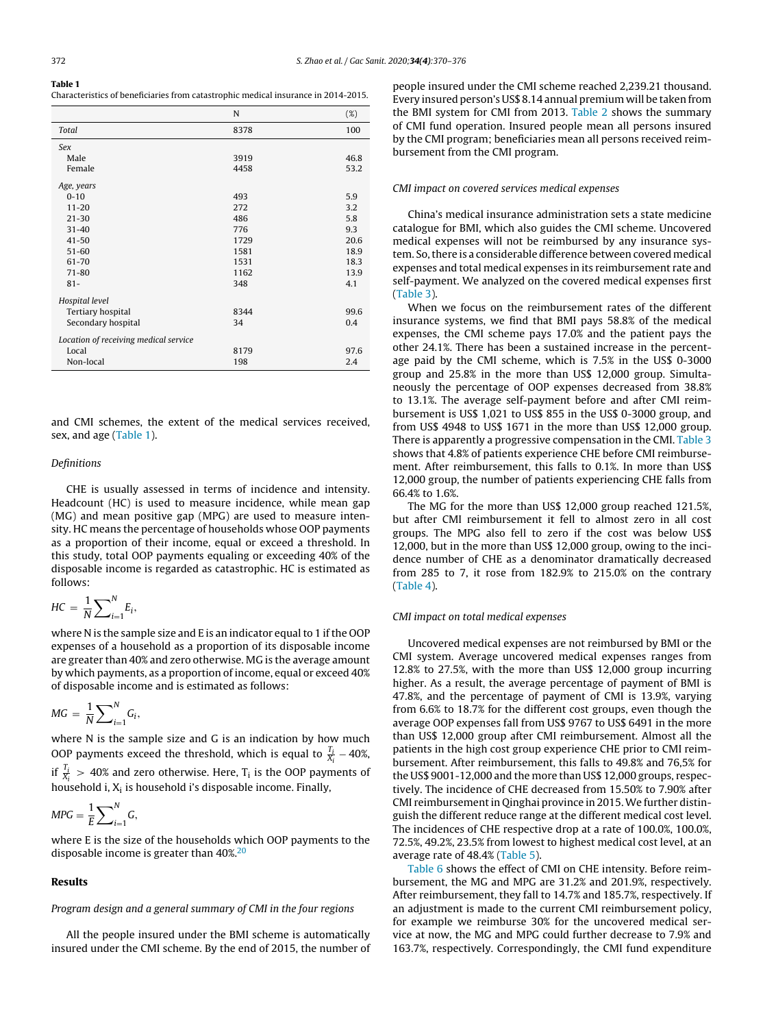**Table 1**
Characteristics of beneficiaries from catastrophic medical insurance in 2014-2015.

| | N | (%) |
|---|---|---|
| *Total* | 8378 | 100 |
| *Sex* | | |
| Male | 3919 | 46.8 |
| Female | 4458 | 53.2 |
| *Age, years* | | |
| 0-10 | 493 | 5.9 |
| 11-20 | 272 | 3.2 |
| 21-30 | 486 | 5.8 |
| 31-40 | 776 | 9.3 |
| 41-50 | 1729 | 20.6 |
| 51-60 | 1581 | 18.9 |
| 61-70 | 1531 | 18.3 |
| 71-80 | 1162 | 13.9 |
| 81- | 348 | 4.1 |
| *Hospital level* | | |
| Tertiary hospital | 8344 | 99.6 |
| Secondary hospital | 34 | 0.4 |
| *Location of receiving medical service* | | |
| Local | 8179 | 97.6 |
| Non-local | 198 | 2.4 |

and CMI schemes, the extent of the medical services received, sex, and age (Table 1).

### *Definitions*

CHE is usually assessed in terms of incidence and intensity. Headcount (HC) is used to measure incidence, while mean gap (MG) and mean positive gap (MPG) are used to measure intensity. HC means the percentage of households whose OOP payments as a proportion of their income, equal or exceed a threshold. In this study, total OOP payments equaling or exceeding 40% of the disposable income is regarded as catastrophic. HC is estimated as follows:

$$HC = \frac{1}{N}\sum\nolimits_{i=1}^{N} E_i,$$

where N is the sample size and E is an indicator equal to 1 if the OOP expenses of a household as a proportion of its disposable income are greater than 40% and zero otherwise. MG is the average amount by which payments, as a proportion of income, equal or exceed 40% of disposable income and is estimated as follows:

$$MG = \frac{1}{N}\sum\nolimits_{i=1}^{N} G_i,$$

where N is the sample size and G is an indication by how much OOP payments exceed the threshold, which is equal to $\frac{T_i}{X_i} - 40\%$, if $\frac{T_i}{X_i} > 40\%$ and zero otherwise. Here, $T_i$ is the OOP payments of household i, $X_i$ is household i's disposable income. Finally,

$$MPG = \frac{1}{E}\sum\nolimits_{i=1}^{N} G,$$

where E is the size of the households which OOP payments to the disposable income is greater than 40%.[20]

## Results

### *Program design and a general summary of CMI in the four regions*

All the people insured under the BMI scheme is automatically insured under the CMI scheme. By the end of 2015, the number of people insured under the CMI scheme reached 2,239.21 thousand. Every insured person's US$ 8.14 annual premium will be taken from the BMI system for CMI from 2013. Table 2 shows the summary of CMI fund operation. Insured people mean all persons insured by the CMI program; beneficiaries mean all persons received reimbursement from the CMI program.

### *CMI impact on covered services medical expenses*

China's medical insurance administration sets a state medicine catalogue for BMI, which also guides the CMI scheme. Uncovered medical expenses will not be reimbursed by any insurance system. So, there is a considerable difference between covered medical expenses and total medical expenses in its reimbursement rate and self-payment. We analyzed on the covered medical expenses first (Table 3).

When we focus on the reimbursement rates of the different insurance systems, we find that BMI pays 58.8% of the medical expenses, the CMI scheme pays 17.0% and the patient pays the other 24.1%. There has been a sustained increase in the percentage paid by the CMI scheme, which is 7.5% in the US$ 0-3000 group and 25.8% in the more than US$ 12,000 group. Simultaneously the percentage of OOP expenses decreased from 38.8% to 13.1%. The average self-payment before and after CMI reimbursement is US$ 1,021 to US$ 855 in the US$ 0-3000 group, and from US$ 4948 to US$ 1671 in the more than US$ 12,000 group. There is apparently a progressive compensation in the CMI. Table 3 shows that 4.8% of patients experience CHE before CMI reimbursement. After reimbursement, this falls to 0.1%. In more than US$ 12,000 group, the number of patients experiencing CHE falls from 66.4% to 1.6%.

The MG for the more than US$ 12,000 group reached 121.5%, but after CMI reimbursement it fell to almost zero in all cost groups. The MPG also fell to zero if the cost was below US$ 12,000, but in the more than US$ 12,000 group, owing to the incidence number of CHE as a denominator dramatically decreased from 285 to 7, it rose from 182.9% to 215.0% on the contrary (Table 4).

### *CMI impact on total medical expenses*

Uncovered medical expenses are not reimbursed by BMI or the CMI system. Average uncovered medical expenses ranges from 12.8% to 27.5%, with the more than US$ 12,000 group incurring higher. As a result, the average percentage of payment of BMI is 47.8%, and the percentage of payment of CMI is 13.9%, varying from 6.6% to 18.7% for the different cost groups, even though the average OOP expenses fall from US$ 9767 to US$ 6491 in the more than US$ 12,000 group after CMI reimbursement. Almost all the patients in the high cost group experience CHE prior to CMI reimbursement. After reimbursement, this falls to 49.8% and 76,5% for the US$ 9001-12,000 and the more than US$ 12,000 groups, respectively. The incidence of CHE decreased from 15.50% to 7.90% after CMI reimbursement in Qinghai province in 2015. We further distinguish the different reduce range at the different medical cost level. The incidences of CHE respective drop at a rate of 100.0%, 100.0%, 72.5%, 49.2%, 23.5% from lowest to highest medical cost level, at an average rate of 48.4% (Table 5).

Table 6 shows the effect of CMI on CHE intensity. Before reimbursement, the MG and MPG are 31.2% and 201.9%, respectively. After reimbursement, they fall to 14.7% and 185.7%, respectively. If an adjustment is made to the current CMI reimbursement policy, for example we reimburse 30% for the uncovered medical service at now, the MG and MPG could further decrease to 7.9% and 163.7%, respectively. Correspondingly, the CMI fund expenditure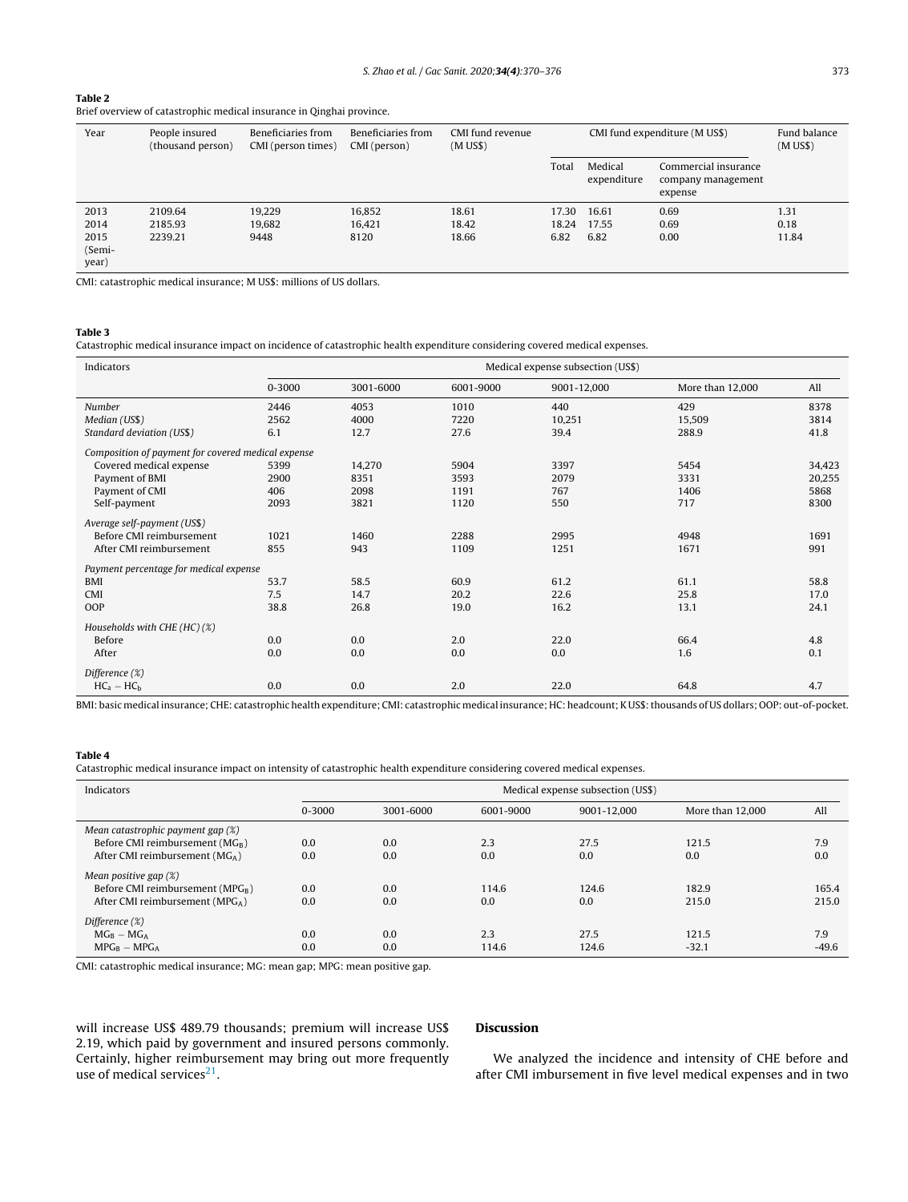**Table 2**
Brief overview of catastrophic medical insurance in Qinghai province.

| Year | People insured (thousand person) | Beneficiaries from CMI (person times) | Beneficiaries from CMI (person) | CMI fund revenue (M US$) | CMI fund expenditure (M US$) | | | Fund balance (M US$) |
|---|---|---|---|---|---|---|---|---|
| | | | | | Total | Medical expenditure | Commercial insurance company management expense | |
| 2013 | 2109.64 | 19,229 | 16,852 | 18.61 | 17.30 | 16.61 | 0.69 | 1.31 |
| 2014 | 2185.93 | 19,682 | 16,421 | 18.42 | 18.24 | 17.55 | 0.69 | 0.18 |
| 2015 (Semi-year) | 2239.21 | 9448 | 8120 | 18.66 | 6.82 | 6.82 | 0.00 | 11.84 |

CMI: catastrophic medical insurance; M US$: millions of US dollars.

**Table 3**
Catastrophic medical insurance impact on incidence of catastrophic health expenditure considering covered medical expenses.

| Indicators | Medical expense subsection (US$) | | | | | |
|---|---|---|---|---|---|---|
| | 0-3000 | 3001-6000 | 6001-9000 | 9001-12,000 | More than 12,000 | All |
| *Number* | 2446 | 4053 | 1010 | 440 | 429 | 8378 |
| *Median (US$)* | 2562 | 4000 | 7220 | 10,251 | 15,509 | 3814 |
| *Standard deviation (US$)* | 6.1 | 12.7 | 27.6 | 39.4 | 288.9 | 41.8 |
| *Composition of payment for covered medical expense* | | | | | | |
| Covered medical expense | 5399 | 14,270 | 5904 | 3397 | 5454 | 34,423 |
| Payment of BMI | 2900 | 8351 | 3593 | 2079 | 3331 | 20,255 |
| Payment of CMI | 406 | 2098 | 1191 | 767 | 1406 | 5868 |
| Self-payment | 2093 | 3821 | 1120 | 550 | 717 | 8300 |
| *Average self-payment (US$)* | | | | | | |
| Before CMI reimbursement | 1021 | 1460 | 2288 | 2995 | 4948 | 1691 |
| After CMI reimbursement | 855 | 943 | 1109 | 1251 | 1671 | 991 |
| *Payment percentage for medical expense* | | | | | | |
| BMI | 53.7 | 58.5 | 60.9 | 61.2 | 61.1 | 58.8 |
| CMI | 7.5 | 14.7 | 20.2 | 22.6 | 25.8 | 17.0 |
| OOP | 38.8 | 26.8 | 19.0 | 16.2 | 13.1 | 24.1 |
| *Households with CHE (HC) (%)* | | | | | | |
| Before | 0.0 | 0.0 | 2.0 | 22.0 | 66.4 | 4.8 |
| After | 0.0 | 0.0 | 0.0 | 0.0 | 1.6 | 0.1 |
| *Difference (%)* | | | | | | |
| $HC_a - HC_b$ | 0.0 | 0.0 | 2.0 | 22.0 | 64.8 | 4.7 |

BMI: basic medical insurance; CHE: catastrophic health expenditure; CMI: catastrophic medical insurance; HC: headcount; K US$: thousands of US dollars; OOP: out-of-pocket.

**Table 4**
Catastrophic medical insurance impact on intensity of catastrophic health expenditure considering covered medical expenses.

| Indicators | Medical expense subsection (US$) | | | | | |
|---|---|---|---|---|---|---|
| | 0-3000 | 3001-6000 | 6001-9000 | 9001-12,000 | More than 12,000 | All |
| *Mean catastrophic payment gap (%)* | | | | | | |
| Before CMI reimbursement ($MG_B$) | 0.0 | 0.0 | 2.3 | 27.5 | 121.5 | 7.9 |
| After CMI reimbursement ($MG_A$) | 0.0 | 0.0 | 0.0 | 0.0 | 0.0 | 0.0 |
| *Mean positive gap (%)* | | | | | | |
| Before CMI reimbursement ($MPG_B$) | 0.0 | 0.0 | 114.6 | 124.6 | 182.9 | 165.4 |
| After CMI reimbursement ($MPG_A$) | 0.0 | 0.0 | 0.0 | 0.0 | 215.0 | 215.0 |
| *Difference (%)* | | | | | | |
| $MG_B - MG_A$ | 0.0 | 0.0 | 2.3 | 27.5 | 121.5 | 7.9 |
| $MPG_B - MPG_A$ | 0.0 | 0.0 | 114.6 | 124.6 | -32.1 | -49.6 |

CMI: catastrophic medical insurance; MG: mean gap; MPG: mean positive gap.

will increase US$ 489.79 thousands; premium will increase US$ 2.19, which paid by government and insured persons commonly. Certainly, higher reimbursement may bring out more frequently use of medical services[21].

## Discussion

We analyzed the incidence and intensity of CHE before and after CMI imbursement in five level medical expenses and in two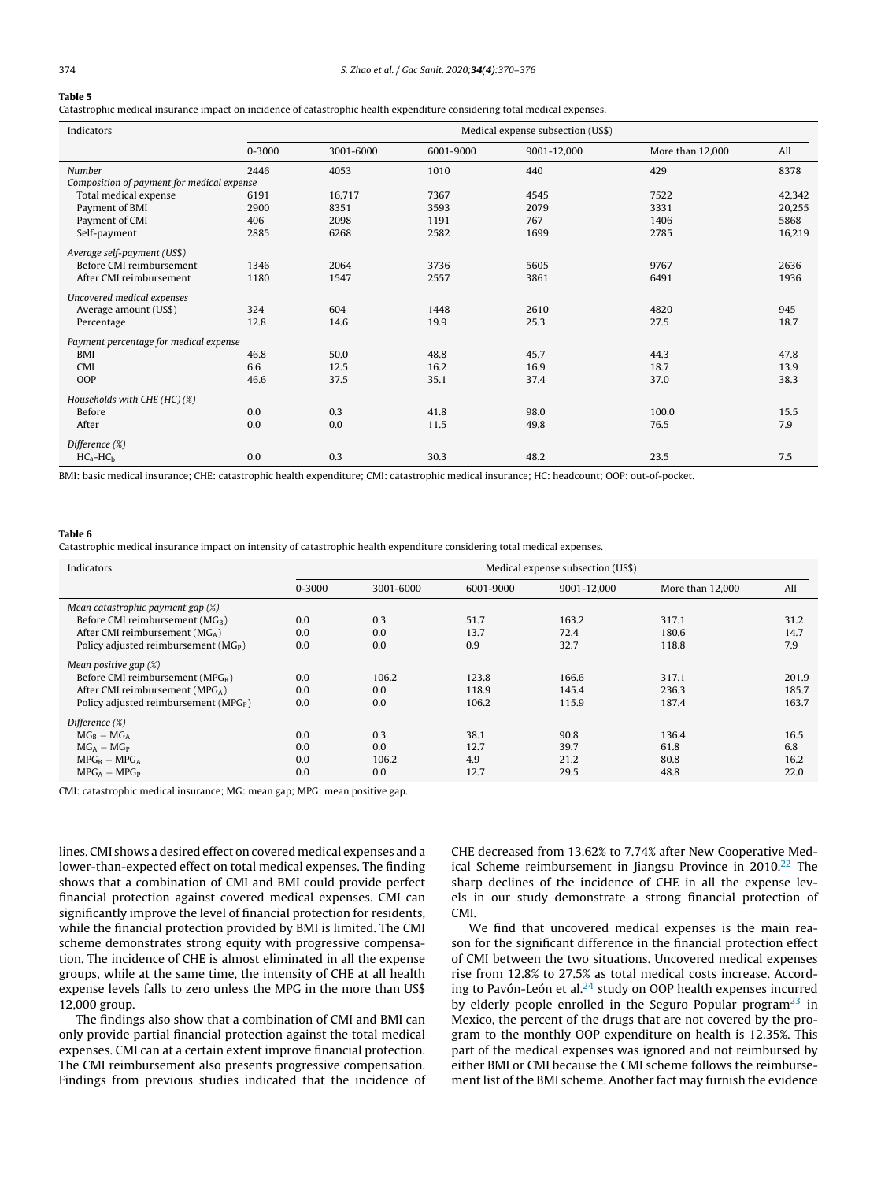**Table 5**
Catastrophic medical insurance impact on incidence of catastrophic health expenditure considering total medical expenses.

| Indicators | Medical expense subsection (US$) | | | | | |
|---|---|---|---|---|---|---|
| | 0-3000 | 3001-6000 | 6001-9000 | 9001-12,000 | More than 12,000 | All |
| *Number* | 2446 | 4053 | 1010 | 440 | 429 | 8378 |
| *Composition of payment for medical expense* | | | | | | |
| Total medical expense | 6191 | 16,717 | 7367 | 4545 | 7522 | 42,342 |
| Payment of BMI | 2900 | 8351 | 3593 | 2079 | 3331 | 20,255 |
| Payment of CMI | 406 | 2098 | 1191 | 767 | 1406 | 5868 |
| Self-payment | 2885 | 6268 | 2582 | 1699 | 2785 | 16,219 |
| *Average self-payment (US$)* | | | | | | |
| Before CMI reimbursement | 1346 | 2064 | 3736 | 5605 | 9767 | 2636 |
| After CMI reimbursement | 1180 | 1547 | 2557 | 3861 | 6491 | 1936 |
| *Uncovered medical expenses* | | | | | | |
| Average amount (US$) | 324 | 604 | 1448 | 2610 | 4820 | 945 |
| Percentage | 12.8 | 14.6 | 19.9 | 25.3 | 27.5 | 18.7 |
| *Payment percentage for medical expense* | | | | | | |
| BMI | 46.8 | 50.0 | 48.8 | 45.7 | 44.3 | 47.8 |
| CMI | 6.6 | 12.5 | 16.2 | 16.9 | 18.7 | 13.9 |
| OOP | 46.6 | 37.5 | 35.1 | 37.4 | 37.0 | 38.3 |
| *Households with CHE (HC) (%)* | | | | | | |
| Before | 0.0 | 0.3 | 41.8 | 98.0 | 100.0 | 15.5 |
| After | 0.0 | 0.0 | 11.5 | 49.8 | 76.5 | 7.9 |
| *Difference (%)* | | | | | | |
| $HC_a$-$HC_b$ | 0.0 | 0.3 | 30.3 | 48.2 | 23.5 | 7.5 |

BMI: basic medical insurance; CHE: catastrophic health expenditure; CMI: catastrophic medical insurance; HC: headcount; OOP: out-of-pocket.

**Table 6**
Catastrophic medical insurance impact on intensity of catastrophic health expenditure considering total medical expenses.

| Indicators | Medical expense subsection (US$) | | | | | |
|---|---|---|---|---|---|---|
| | 0-3000 | 3001-6000 | 6001-9000 | 9001-12,000 | More than 12,000 | All |
| *Mean catastrophic payment gap (%)* | | | | | | |
| Before CMI reimbursement ($MG_B$) | 0.0 | 0.3 | 51.7 | 163.2 | 317.1 | 31.2 |
| After CMI reimbursement ($MG_A$) | 0.0 | 0.0 | 13.7 | 72.4 | 180.6 | 14.7 |
| Policy adjusted reimbursement ($MG_P$) | 0.0 | 0.0 | 0.9 | 32.7 | 118.8 | 7.9 |
| *Mean positive gap (%)* | | | | | | |
| Before CMI reimbursement ($MPG_B$) | 0.0 | 106.2 | 123.8 | 166.6 | 317.1 | 201.9 |
| After CMI reimbursement ($MPG_A$) | 0.0 | 0.0 | 118.9 | 145.4 | 236.3 | 185.7 |
| Policy adjusted reimbursement ($MPG_P$) | 0.0 | 0.0 | 106.2 | 115.9 | 187.4 | 163.7 |
| *Difference (%)* | | | | | | |
| $MG_B - MG_A$ | 0.0 | 0.3 | 38.1 | 90.8 | 136.4 | 16.5 |
| $MG_A - MG_P$ | 0.0 | 0.0 | 12.7 | 39.7 | 61.8 | 6.8 |
| $MPG_B - MPG_A$ | 0.0 | 106.2 | 4.9 | 21.2 | 80.8 | 16.2 |
| $MPG_A - MPG_P$ | 0.0 | 0.0 | 12.7 | 29.5 | 48.8 | 22.0 |

CMI: catastrophic medical insurance; MG: mean gap; MPG: mean positive gap.

lines. CMI shows a desired effect on covered medical expenses and a lower-than-expected effect on total medical expenses. The finding shows that a combination of CMI and BMI could provide perfect financial protection against covered medical expenses. CMI can significantly improve the level of financial protection for residents, while the financial protection provided by BMI is limited. The CMI scheme demonstrates strong equity with progressive compensation. The incidence of CHE is almost eliminated in all the expense groups, while at the same time, the intensity of CHE at all health expense levels falls to zero unless the MPG in the more than US$ 12,000 group.

The findings also show that a combination of CMI and BMI can only provide partial financial protection against the total medical expenses. CMI can at a certain extent improve financial protection. The CMI reimbursement also presents progressive compensation. Findings from previous studies indicated that the incidence of CHE decreased from 13.62% to 7.74% after New Cooperative Medical Scheme reimbursement in Jiangsu Province in 2010.[22] The sharp declines of the incidence of CHE in all the expense levels in our study demonstrate a strong financial protection of CMI.

We find that uncovered medical expenses is the main reason for the significant difference in the financial protection effect of CMI between the two situations. Uncovered medical expenses rise from 12.8% to 27.5% as total medical costs increase. According to Pavón-León et al.[24] study on OOP health expenses incurred by elderly people enrolled in the Seguro Popular program[23] in Mexico, the percent of the drugs that are not covered by the program to the monthly OOP expenditure on health is 12.35%. This part of the medical expenses was ignored and not reimbursed by either BMI or CMI because the CMI scheme follows the reimbursement list of the BMI scheme. Another fact may furnish the evidence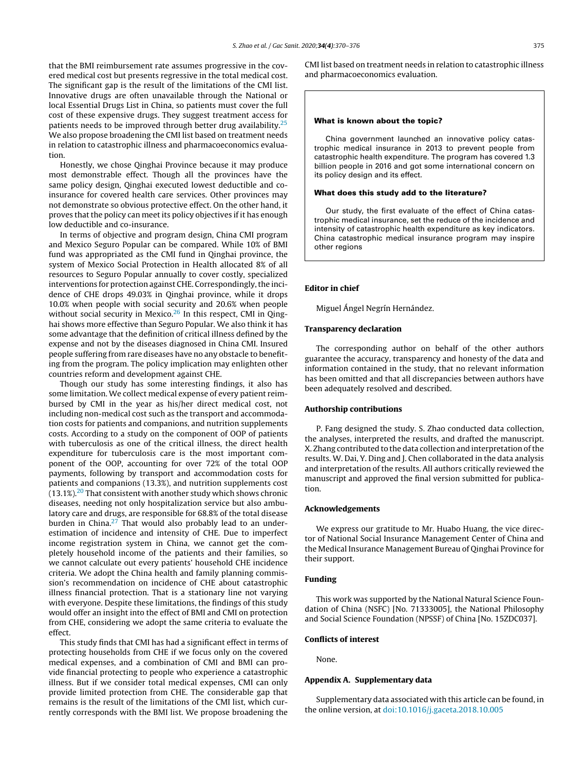that the BMI reimbursement rate assumes progressive in the covered medical cost but presents regressive in the total medical cost. The significant gap is the result of the limitations of the CMI list. Innovative drugs are often unavailable through the National or local Essential Drugs List in China, so patients must cover the full cost of these expensive drugs. They suggest treatment access for patients needs to be improved through better drug availability.[25] We also propose broadening the CMI list based on treatment needs in relation to catastrophic illness and pharmacoeconomics evaluation.

Honestly, we chose Qinghai Province because it may produce most demonstrable effect. Though all the provinces have the same policy design, Qinghai executed lowest deductible and co-insurance for covered health care services. Other provinces may not demonstrate so obvious protective effect. On the other hand, it proves that the policy can meet its policy objectives if it has enough low deductible and co-insurance.

In terms of objective and program design, China CMI program and Mexico Seguro Popular can be compared. While 10% of BMI fund was appropriated as the CMI fund in Qinghai province, the system of Mexico Social Protection in Health allocated 8% of all resources to Seguro Popular annually to cover costly, specialized interventions for protection against CHE. Correspondingly, the incidence of CHE drops 49.03% in Qinghai province, while it drops 10.0% when people with social security and 20.6% when people without social security in Mexico.[26] In this respect, CMI in Qinghai shows more effective than Seguro Popular. We also think it has some advantage that the definition of critical illness defined by the expense and not by the diseases diagnosed in China CMI. Insured people suffering from rare diseases have no any obstacle to benefiting from the program. The policy implication may enlighten other countries reform and development against CHE.

Though our study has some interesting findings, it also has some limitation. We collect medical expense of every patient reimbursed by CMI in the year as his/her direct medical cost, not including non-medical cost such as the transport and accommodation costs for patients and companions, and nutrition supplements costs. According to a study on the component of OOP of patients with tuberculosis as one of the critical illness, the direct health expenditure for tuberculosis care is the most important component of the OOP, accounting for over 72% of the total OOP payments, following by transport and accommodation costs for patients and companions (13.3%), and nutrition supplements cost (13.1%).[20] That consistent with another study which shows chronic diseases, needing not only hospitalization service but also ambulatory care and drugs, are responsible for 68.8% of the total disease burden in China.[27] That would also probably lead to an underestimation of incidence and intensity of CHE. Due to imperfect income registration system in China, we cannot get the completely household income of the patients and their families, so we cannot calculate out every patients' household CHE incidence criteria. We adopt the China health and family planning commission's recommendation on incidence of CHE about catastrophic illness financial protection. That is a stationary line not varying with everyone. Despite these limitations, the findings of this study would offer an insight into the effect of BMI and CMI on protection from CHE, considering we adopt the same criteria to evaluate the effect.

This study finds that CMI has had a significant effect in terms of protecting households from CHE if we focus only on the covered medical expenses, and a combination of CMI and BMI can provide financial protecting to people who experience a catastrophic illness. But if we consider total medical expenses, CMI can only provide limited protection from CHE. The considerable gap that remains is the result of the limitations of the CMI list, which currently corresponds with the BMI list. We propose broadening the CMI list based on treatment needs in relation to catastrophic illness and pharmacoeconomics evaluation.

**What is known about the topic?**

China government launched an innovative policy catastrophic medical insurance in 2013 to prevent people from catastrophic health expenditure. The program has covered 1.3 billion people in 2016 and got some international concern on its policy design and its effect.

**What does this study add to the literature?**

Our study, the first evaluate of the effect of China catastrophic medical insurance, set the reduce of the incidence and intensity of catastrophic health expenditure as key indicators. China catastrophic medical insurance program may inspire other regions

## Editor in chief

Miguel Ángel Negrín Hernández.

## Transparency declaration

The corresponding author on behalf of the other authors guarantee the accuracy, transparency and honesty of the data and information contained in the study, that no relevant information has been omitted and that all discrepancies between authors have been adequately resolved and described.

## Authorship contributions

P. Fang designed the study. S. Zhao conducted data collection, the analyses, interpreted the results, and drafted the manuscript. X. Zhang contributed to the data collection and interpretation of the results. W. Dai, Y. Ding and J. Chen collaborated in the data analysis and interpretation of the results. All authors critically reviewed the manuscript and approved the final version submitted for publication.

## Acknowledgements

We express our gratitude to Mr. Huabo Huang, the vice director of National Social Insurance Management Center of China and the Medical Insurance Management Bureau of Qinghai Province for their support.

## Funding

This work was supported by the National Natural Science Foundation of China (NSFC) [No. 71333005], the National Philosophy and Social Science Foundation (NPSSF) of China [No. 15ZDC037].

## Conflicts of interest

None.

## Appendix A. Supplementary data

Supplementary data associated with this article can be found, in the online version, at doi:10.1016/j.gaceta.2018.10.005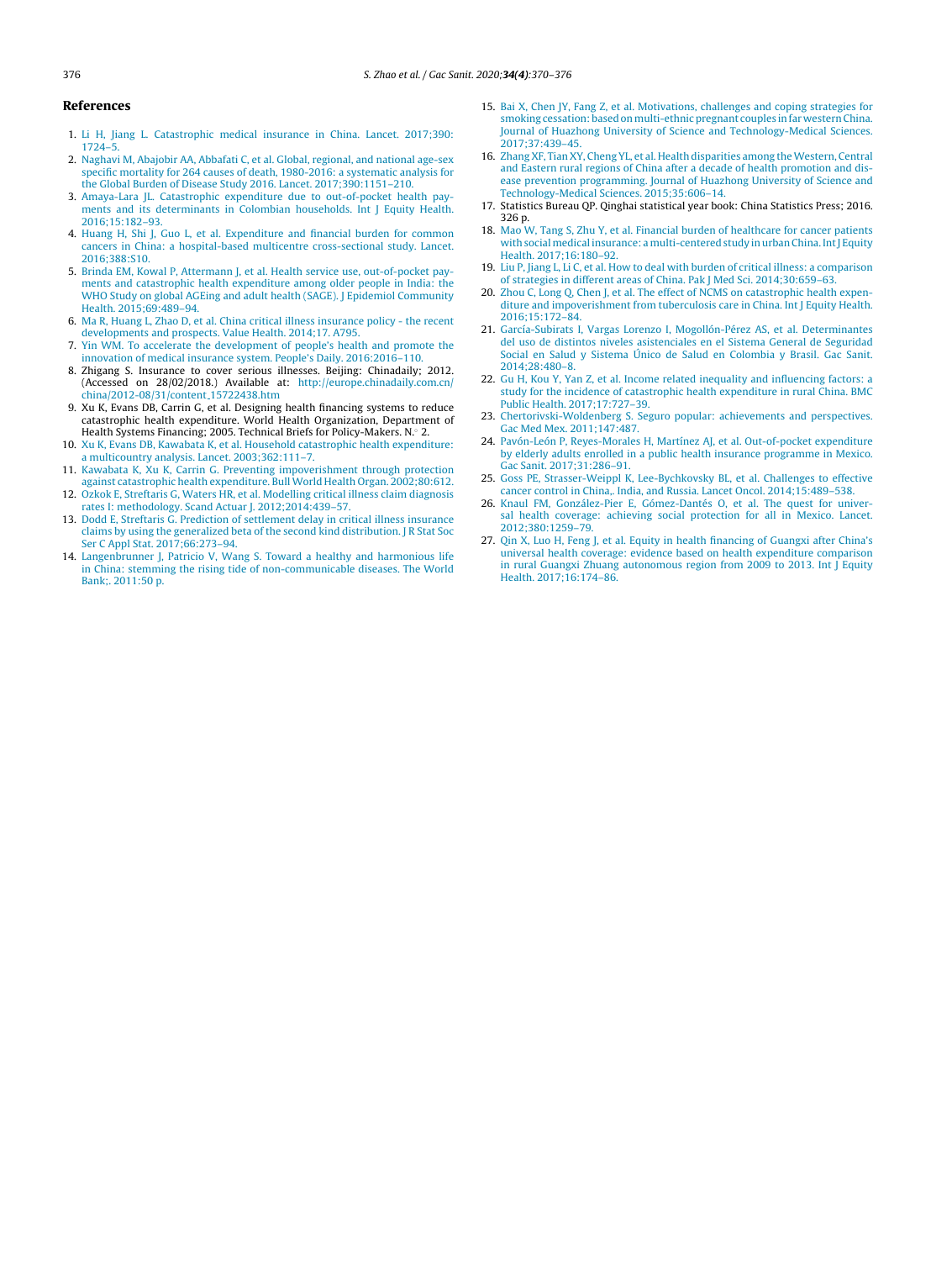## References

1. Li H, Jiang L. Catastrophic medical insurance in China. Lancet. 2017;390: 1724–5.
2. Naghavi M, Abajobir AA, Abbafati C, et al. Global, regional, and national age-sex specific mortality for 264 causes of death, 1980-2016: a systematic analysis for the Global Burden of Disease Study 2016. Lancet. 2017;390:1151–210.
3. Amaya-Lara JL. Catastrophic expenditure due to out-of-pocket health payments and its determinants in Colombian households. Int J Equity Health. 2016;15:182–93.
4. Huang H, Shi J, Guo L, et al. Expenditure and financial burden for common cancers in China: a hospital-based multicentre cross-sectional study. Lancet. 2016;388:S10.
5. Brinda EM, Kowal P, Attermann J, et al. Health service use, out-of-pocket payments and catastrophic health expenditure among older people in India: the WHO Study on global AGEing and adult health (SAGE). J Epidemiol Community Health. 2015;69:489–94.
6. Ma R, Huang L, Zhao D, et al. China critical illness insurance policy - the recent developments and prospects. Value Health. 2014;17. A795.
7. Yin WM. To accelerate the development of people's health and promote the innovation of medical insurance system. People's Daily. 2016:2016–110.
8. Zhigang S. Insurance to cover serious illnesses. Beijing: Chinadaily; 2012. (Accessed on 28/02/2018.) Available at: http://europe.chinadaily.com.cn/china/2012-08/31/content_15722438.htm
9. Xu K, Evans DB, Carrin G, et al. Designing health financing systems to reduce catastrophic health expenditure. World Health Organization, Department of Health Systems Financing; 2005. Technical Briefs for Policy-Makers. N.° 2.
10. Xu K, Evans DB, Kawabata K, et al. Household catastrophic health expenditure: a multicountry analysis. Lancet. 2003;362:111–7.
11. Kawabata K, Xu K, Carrin G. Preventing impoverishment through protection against catastrophic health expenditure. Bull World Health Organ. 2002;80:612.
12. Ozkok E, Streftaris G, Waters HR, et al. Modelling critical illness claim diagnosis rates I: methodology. Scand Actuar J. 2012;2014:439–57.
13. Dodd E, Streftaris G. Prediction of settlement delay in critical illness insurance claims by using the generalized beta of the second kind distribution. J R Stat Soc Ser C Appl Stat. 2017;66:273–94.
14. Langenbrunner J, Patricio V, Wang S. Toward a healthy and harmonious life in China: stemming the rising tide of non-communicable diseases. The World Bank;. 2011:50 p.
15. Bai X, Chen JY, Fang Z, et al. Motivations, challenges and coping strategies for smoking cessation: based on multi-ethnic pregnant couples in far western China. Journal of Huazhong University of Science and Technology-Medical Sciences. 2017;37:439–45.
16. Zhang XF, Tian XY, Cheng YL, et al. Health disparities among the Western, Central and Eastern rural regions of China after a decade of health promotion and disease prevention programming. Journal of Huazhong University of Science and Technology-Medical Sciences. 2015;35:606–14.
17. Statistics Bureau QP. Qinghai statistical year book: China Statistics Press; 2016. 326 p.
18. Mao W, Tang S, Zhu Y, et al. Financial burden of healthcare for cancer patients with social medical insurance: a multi-centered study in urban China. Int J Equity Health. 2017;16:180–92.
19. Liu P, Jiang L, Li C, et al. How to deal with burden of critical illness: a comparison of strategies in different areas of China. Pak J Med Sci. 2014;30:659–63.
20. Zhou C, Long Q, Chen J, et al. The effect of NCMS on catastrophic health expenditure and impoverishment from tuberculosis care in China. Int J Equity Health. 2016;15:172–84.
21. García-Subirats I, Vargas Lorenzo I, Mogollón-Pérez AS, et al. Determinantes del uso de distintos niveles asistenciales en el Sistema General de Seguridad Social en Salud y Sistema Único de Salud en Colombia y Brasil. Gac Sanit. 2014;28:480–8.
22. Gu H, Kou Y, Yan Z, et al. Income related inequality and influencing factors: a study for the incidence of catastrophic health expenditure in rural China. BMC Public Health. 2017;17:727–39.
23. Chertorivski-Woldenberg S. Seguro popular: achievements and perspectives. Gac Med Mex. 2011;147:487.
24. Pavón-León P, Reyes-Morales H, Martínez AJ, et al. Out-of-pocket expenditure by elderly adults enrolled in a public health insurance programme in Mexico. Gac Sanit. 2017;31:286–91.
25. Goss PE, Strasser-Weippl K, Lee-Bychkovsky BL, et al. Challenges to effective cancer control in China,. India, and Russia. Lancet Oncol. 2014;15:489–538.
26. Knaul FM, González-Pier E, Gómez-Dantés O, et al. The quest for universal health coverage: achieving social protection for all in Mexico. Lancet. 2012;380:1259–79.
27. Qin X, Luo H, Feng J, et al. Equity in health financing of Guangxi after China's universal health coverage: evidence based on health expenditure comparison in rural Guangxi Zhuang autonomous region from 2009 to 2013. Int J Equity Health. 2017;16:174–86.